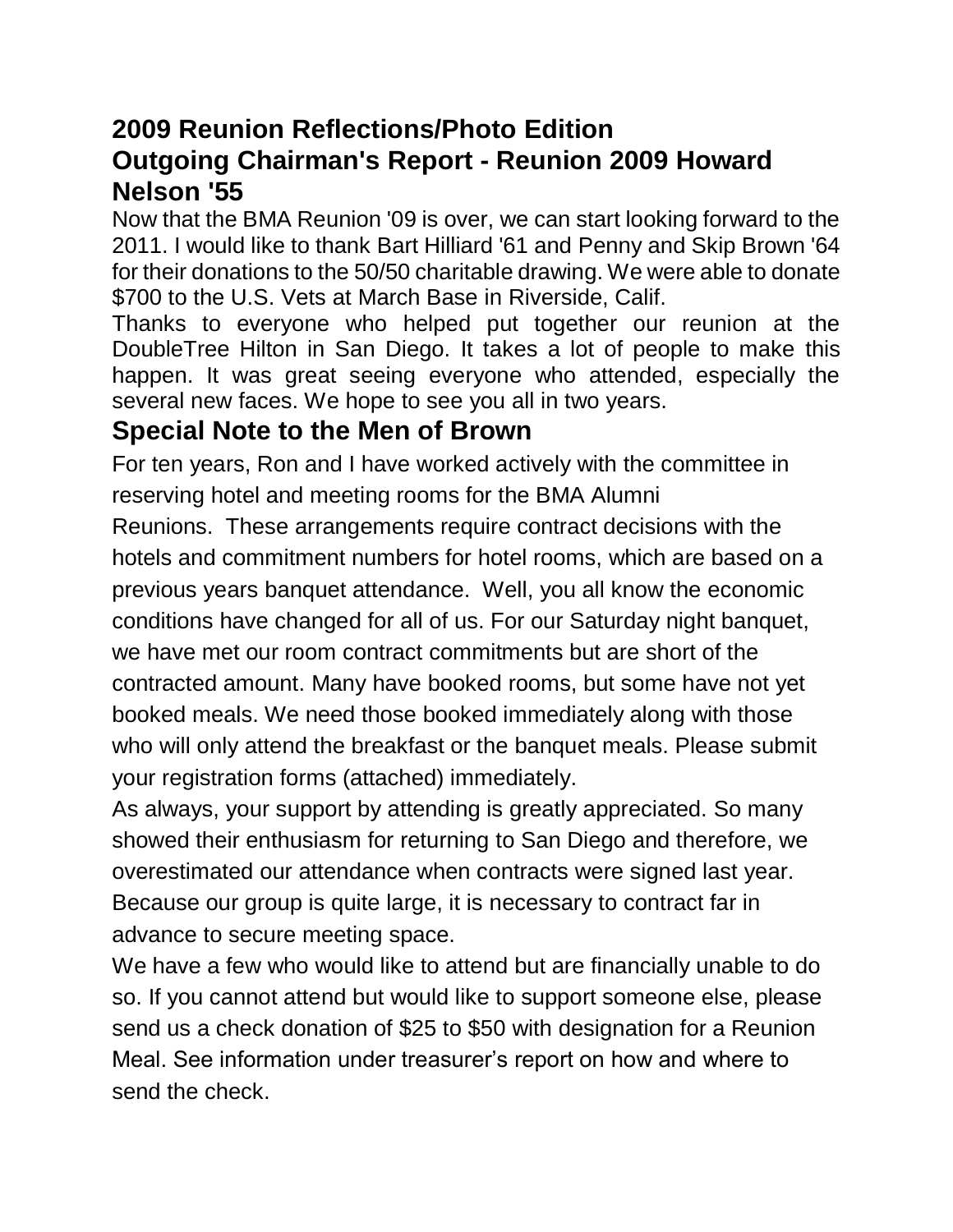## 2009 Reunion Reflections/Photo Edition

## Outgoing Chairman's Report - Reunion 2009 Howard Nelson '55

Now that the BMA Reunion '09 is over, we can start looking forward to the 2011. I would like to thank Bart Hilliard '61 and Penny and Skip Brown '64 for their donations to the 50/50 charitable drawing. We were able to donate $700 to the U.S. Vets at March Base in Riverside, Calif.

Thanks to everyone who helped put together our reunion at the DoubleTree Hilton in San Diego. It takes a lot of people to make this happen. It was great seeing everyone who attended, especially the several new faces. We hope to see you all in two years.

## Special Note to the Men of Brown

For ten years, Ron and I have worked actively with the committee in reserving hotel and meeting rooms for the BMA Alumni Reunions. These arrangements require contract decisions with the hotels and commitment numbers for hotel rooms, which are based on a previous years banquet attendance. Well, you all know the economic conditions have changed for all of us. For our Saturday night banquet, we have met our room contract commitments but are short of the contracted amount. Many have booked rooms, but some have not yet booked meals. We need those booked immediately along with those who will only attend the breakfast or the banquet meals. Please submit your registration forms (attached) immediately.

As always, your support by attending is greatly appreciated. So many showed their enthusiasm for returning to San Diego and therefore, we overestimated our attendance when contracts were signed last year. Because our group is quite large, it is necessary to contract far in advance to secure meeting space.

We have a few who would like to attend but are financially unable to do so. If you cannot attend but would like to support someone else, please send us a check donation of $25 to $50 with designation for a Reunion Meal. See information under treasurer's report on how and where to send the check.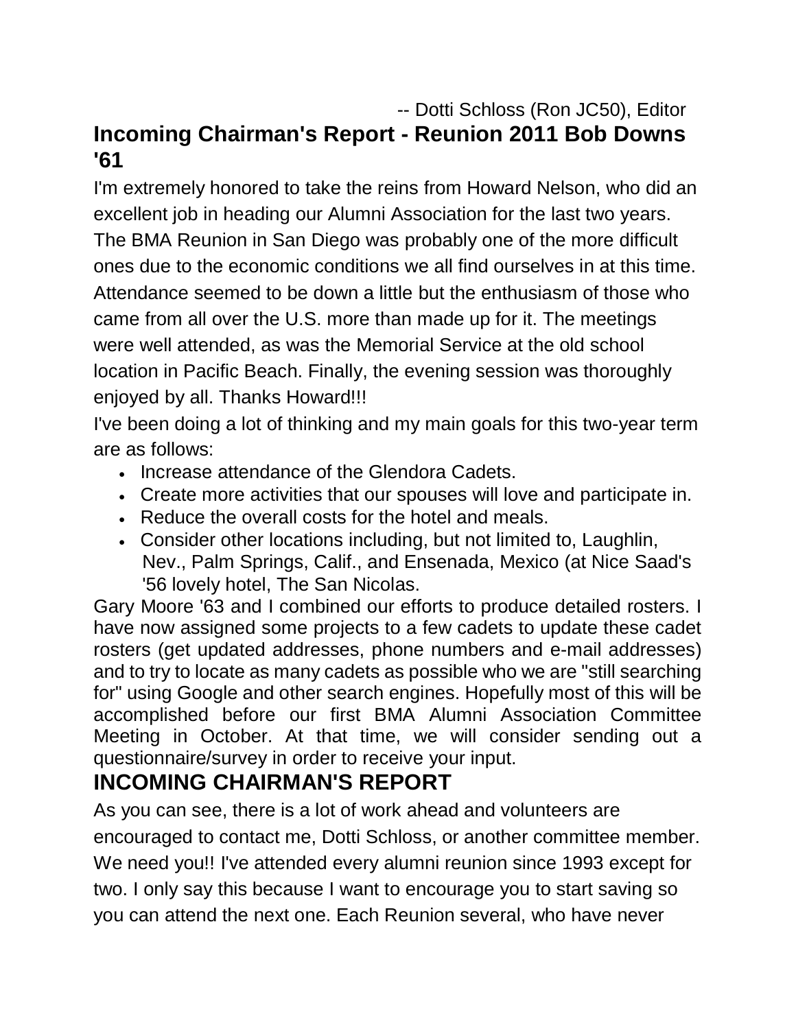-- Dotti Schloss (Ron JC50), Editor

## Incoming Chairman's Report - Reunion 2011 Bob Downs '61

I'm extremely honored to take the reins from Howard Nelson, who did an excellent job in heading our Alumni Association for the last two years. The BMA Reunion in San Diego was probably one of the more difficult ones due to the economic conditions we all find ourselves in at this time. Attendance seemed to be down a little but the enthusiasm of those who came from all over the U.S. more than made up for it. The meetings were well attended, as was the Memorial Service at the old school location in Pacific Beach. Finally, the evening session was thoroughly enjoyed by all. Thanks Howard!!!

I've been doing a lot of thinking and my main goals for this two-year term are as follows:

- Increase attendance of the Glendora Cadets.
- Create more activities that our spouses will love and participate in.
- Reduce the overall costs for the hotel and meals.
- Consider other locations including, but not limited to, Laughlin, Nev., Palm Springs, Calif., and Ensenada, Mexico (at Nice Saad's '56 lovely hotel, The San Nicolas.

Gary Moore '63 and I combined our efforts to produce detailed rosters. I have now assigned some projects to a few cadets to update these cadet rosters (get updated addresses, phone numbers and e-mail addresses) and to try to locate as many cadets as possible who we are "still searching for" using Google and other search engines. Hopefully most of this will be accomplished before our first BMA Alumni Association Committee Meeting in October. At that time, we will consider sending out a questionnaire/survey in order to receive your input.

## INCOMING CHAIRMAN'S REPORT

As you can see, there is a lot of work ahead and volunteers are encouraged to contact me, Dotti Schloss, or another committee member. We need you!! I've attended every alumni reunion since 1993 except for two. I only say this because I want to encourage you to start saving so you can attend the next one. Each Reunion several, who have never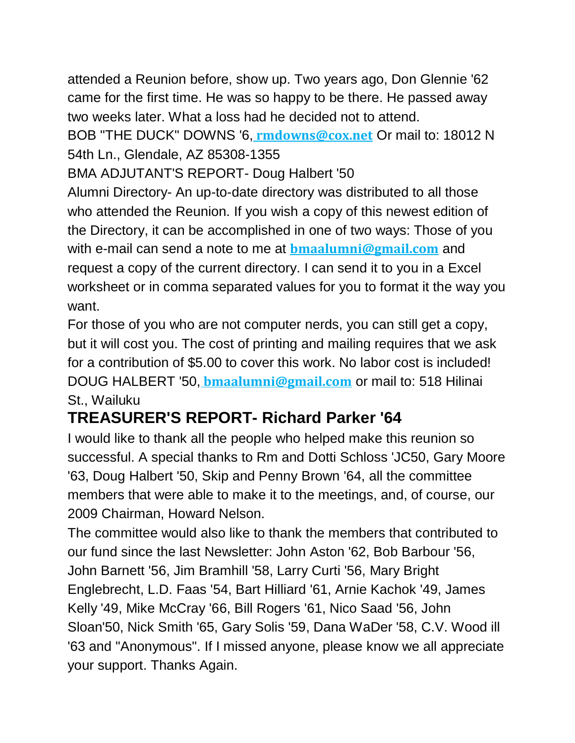attended a Reunion before, show up. Two years ago, Don Glennie '62 came for the first time. He was so happy to be there. He passed away two weeks later. What a loss had he decided not to attend.

BOB "THE DUCK" DOWNS '6, **rmdowns@cox.net** Or mail to: 18012 N 54th Ln., Glendale, AZ 85308-1355

BMA ADJUTANT'S REPORT- Doug Halbert '50

Alumni Directory- An up-to-date directory was distributed to all those who attended the Reunion. If you wish a copy of this newest edition of the Directory, it can be accomplished in one of two ways: Those of you with e-mail can send a note to me at **bmaalumni@gmail.com** and request a copy of the current directory. I can send it to you in a Excel worksheet or in comma separated values for you to format it the way you want.

For those of you who are not computer nerds, you can still get a copy, but it will cost you. The cost of printing and mailing requires that we ask for a contribution of $5.00 to cover this work. No labor cost is included!

DOUG HALBERT '50, **bmaalumni@gmail.com** or mail to: 518 Hilinai St., Wailuku

## TREASURER'S REPORT- Richard Parker '64

I would like to thank all the people who helped make this reunion so successful. A special thanks to Rm and Dotti Schloss 'JC50, Gary Moore '63, Doug Halbert '50, Skip and Penny Brown '64, all the committee members that were able to make it to the meetings, and, of course, our 2009 Chairman, Howard Nelson.

The committee would also like to thank the members that contributed to our fund since the last Newsletter: John Aston '62, Bob Barbour '56, John Barnett '56, Jim Bramhill '58, Larry Curti '56, Mary Bright Englebrecht, L.D. Faas '54, Bart Hilliard '61, Arnie Kachok '49, James Kelly '49, Mike McCray '66, Bill Rogers '61, Nico Saad '56, John Sloan'50, Nick Smith '65, Gary Solis '59, Dana WaDer '58, C.V. Wood ill '63 and "Anonymous". If I missed anyone, please know we all appreciate your support. Thanks Again.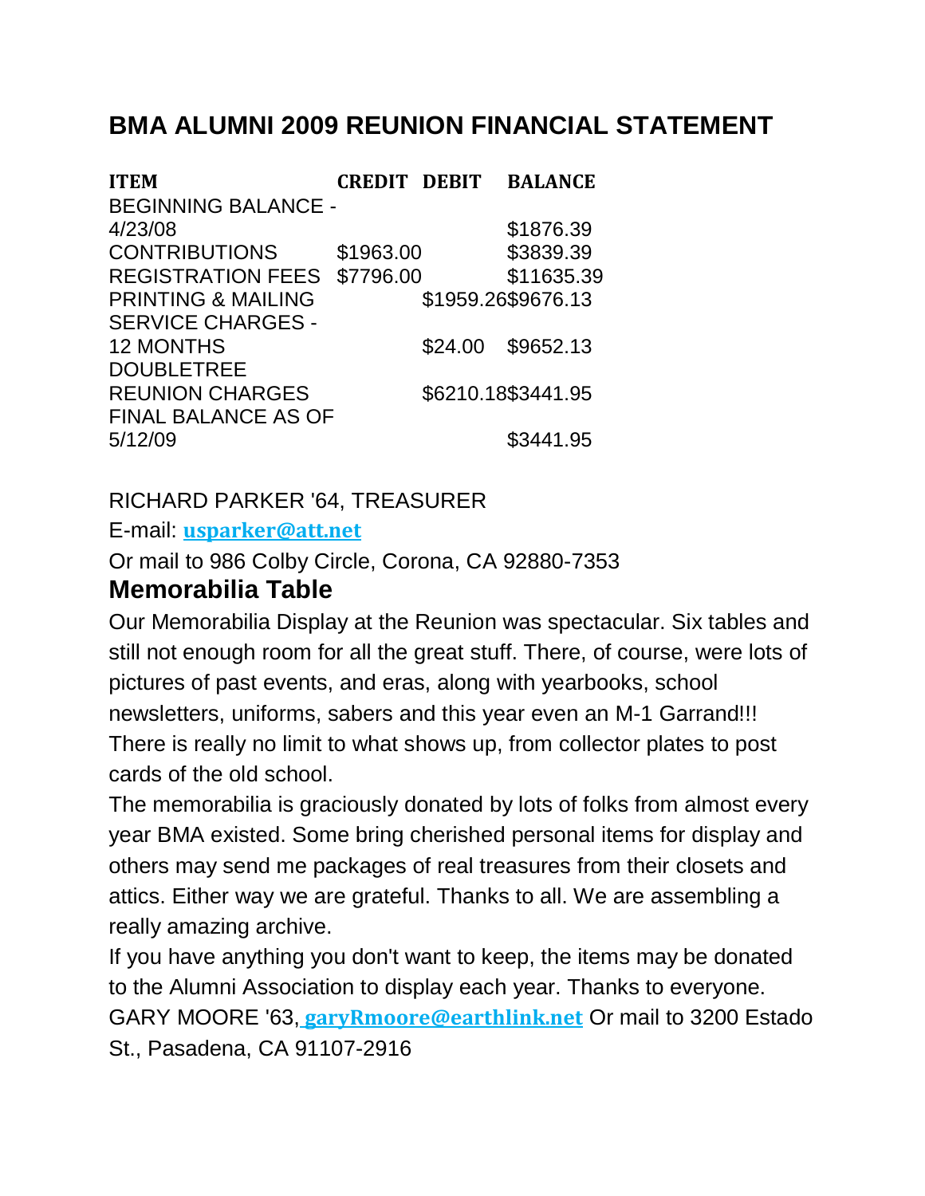# BMA ALUMNI 2009 REUNION FINANCIAL STATEMENT

| ITEM | CREDIT | DEBIT | BALANCE |
|---|---|---|---|
| BEGINNING BALANCE - 4/23/08 | | | $1876.39 |
| CONTRIBUTIONS | $1963.00 | | $3839.39 |
| REGISTRATION FEES | $7796.00 | | $11635.39 |
| PRINTING & MAILING | | $1959.26 | $9676.13 |
| SERVICE CHARGES - 12 MONTHS | | $24.00 | $9652.13 |
| DOUBLETREE REUNION CHARGES | | $6210.18 | $3441.95 |
| FINAL BALANCE AS OF 5/12/09 | | | $3441.95 |

RICHARD PARKER '64, TREASURER

E-mail: **usparker@att.net**

Or mail to 986 Colby Circle, Corona, CA 92880-7353

## Memorabilia Table

Our Memorabilia Display at the Reunion was spectacular. Six tables and still not enough room for all the great stuff. There, of course, were lots of pictures of past events, and eras, along with yearbooks, school newsletters, uniforms, sabers and this year even an M-1 Garrand!!! There is really no limit to what shows up, from collector plates to post cards of the old school.

The memorabilia is graciously donated by lots of folks from almost every year BMA existed. Some bring cherished personal items for display and others may send me packages of real treasures from their closets and attics. Either way we are grateful. Thanks to all. We are assembling a really amazing archive.

If you have anything you don't want to keep, the items may be donated to the Alumni Association to display each year. Thanks to everyone. GARY MOORE '63, **garyRmoore@earthlink.net** Or mail to 3200 Estado St., Pasadena, CA 91107-2916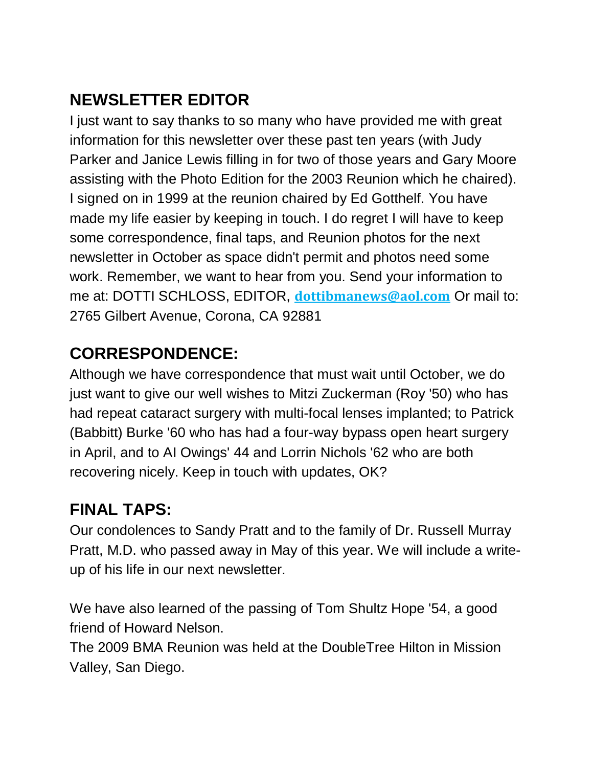## NEWSLETTER EDITOR

I just want to say thanks to so many who have provided me with great information for this newsletter over these past ten years (with Judy Parker and Janice Lewis filling in for two of those years and Gary Moore assisting with the Photo Edition for the 2003 Reunion which he chaired). I signed on in 1999 at the reunion chaired by Ed Gotthelf. You have made my life easier by keeping in touch. I do regret I will have to keep some correspondence, final taps, and Reunion photos for the next newsletter in October as space didn't permit and photos need some work. Remember, we want to hear from you. Send your information to me at: DOTTI SCHLOSS, EDITOR, **dottibmanews@aol.com** Or mail to: 2765 Gilbert Avenue, Corona, CA 92881

## CORRESPONDENCE:

Although we have correspondence that must wait until October, we do just want to give our well wishes to Mitzi Zuckerman (Roy '50) who has had repeat cataract surgery with multi-focal lenses implanted; to Patrick (Babbitt) Burke '60 who has had a four-way bypass open heart surgery in April, and to Al Owings' 44 and Lorrin Nichols '62 who are both recovering nicely. Keep in touch with updates, OK?

## FINAL TAPS:

Our condolences to Sandy Pratt and to the family of Dr. Russell Murray Pratt, M.D. who passed away in May of this year. We will include a write-up of his life in our next newsletter.

We have also learned of the passing of Tom Shultz Hope '54, a good friend of Howard Nelson.

The 2009 BMA Reunion was held at the DoubleTree Hilton in Mission Valley, San Diego.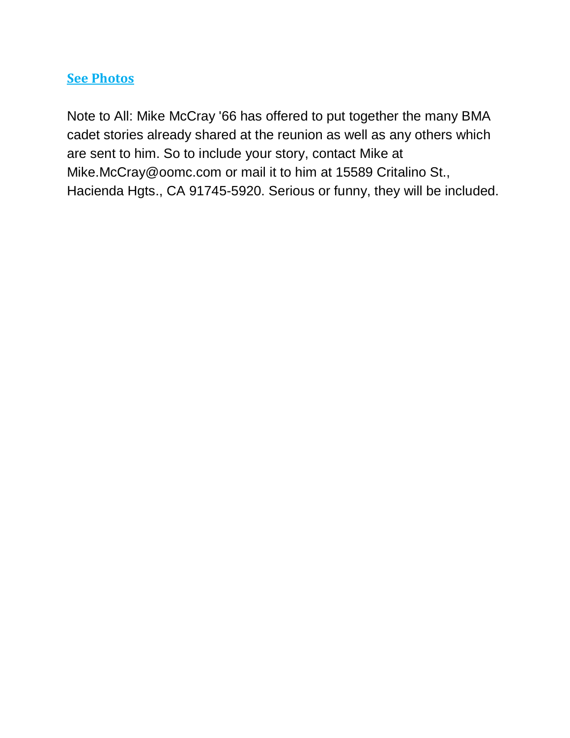**See Photos**

Note to All: Mike McCray '66 has offered to put together the many BMA cadet stories already shared at the reunion as well as any others which are sent to him. So to include your story, contact Mike at Mike.McCray@oomc.com or mail it to him at 15589 Critalino St., Hacienda Hgts., CA 91745-5920. Serious or funny, they will be included.